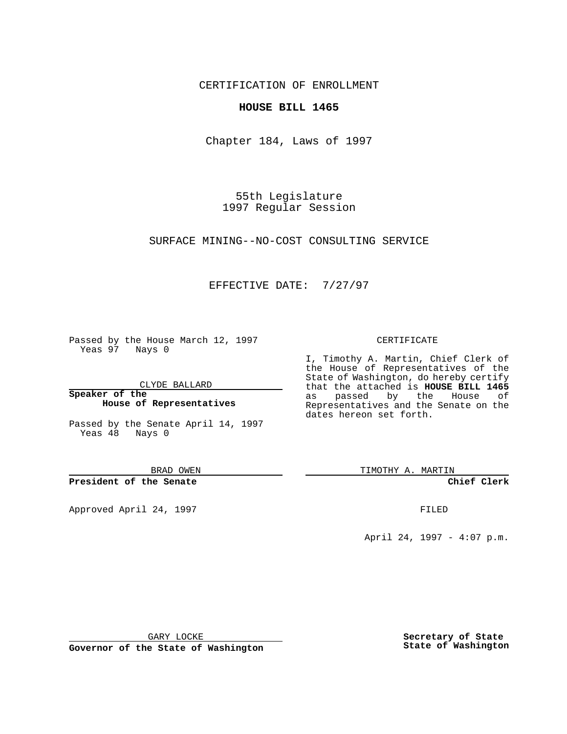CERTIFICATION OF ENROLLMENT

**HOUSE BILL 1465**

Chapter 184, Laws of 1997

55th Legislature
1997 Regular Session

SURFACE MINING--NO-COST CONSULTING SERVICE

EFFECTIVE DATE: 7/27/97

Passed by the House March 12, 1997
Yeas 97 Nays 0

CLYDE BALLARD

**Speaker of the House of Representatives**

Passed by the Senate April 14, 1997
Yeas 48 Nays 0

BRAD OWEN

**President of the Senate**

Approved April 24, 1997

GARY LOCKE

**Governor of the State of Washington**

CERTIFICATE

I, Timothy A. Martin, Chief Clerk of the House of Representatives of the State of Washington, do hereby certify that the attached is **HOUSE BILL 1465** as passed by the House of Representatives and the Senate on the dates hereon set forth.

TIMOTHY A. MARTIN

**Chief Clerk**

FILED

April 24, 1997 - 4:07 p.m.

**Secretary of State**
**State of Washington**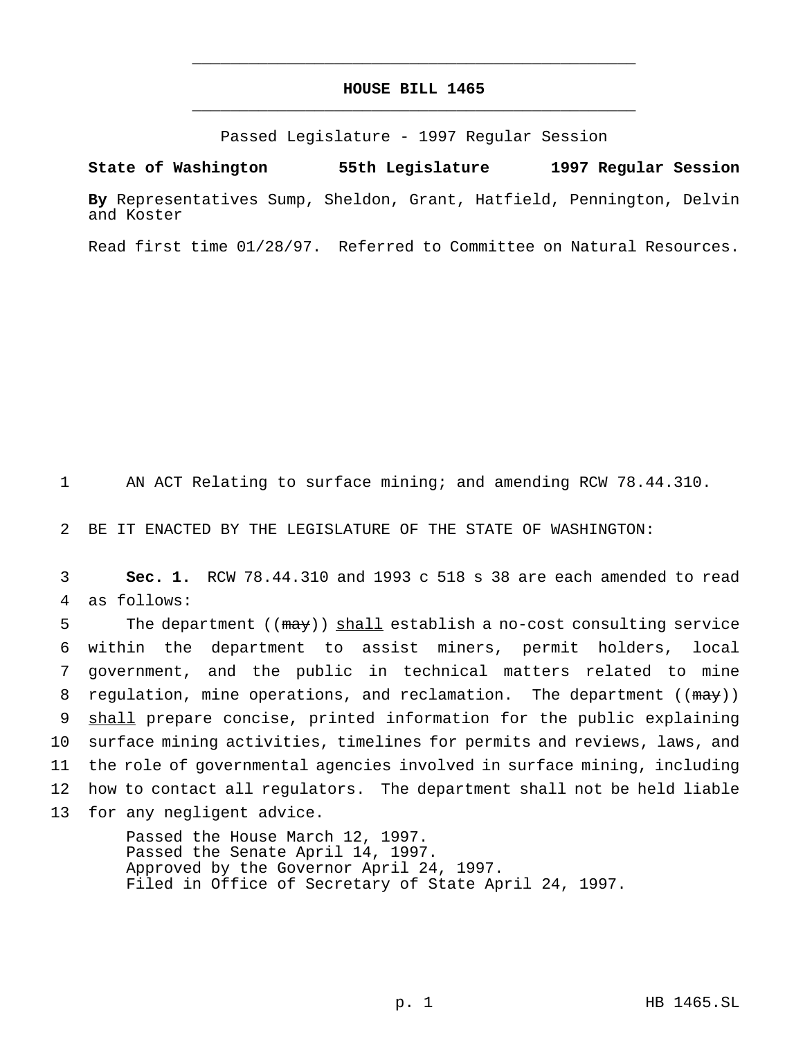# HOUSE BILL 1465

Passed Legislature - 1997 Regular Session

**State of Washington 55th Legislature 1997 Regular Session**

**By** Representatives Sump, Sheldon, Grant, Hatfield, Pennington, Delvin and Koster

Read first time 01/28/97. Referred to Committee on Natural Resources.

1 AN ACT Relating to surface mining; and amending RCW 78.44.310.

2 BE IT ENACTED BY THE LEGISLATURE OF THE STATE OF WASHINGTON:

3 **Sec. 1.** RCW 78.44.310 and 1993 c 518 s 38 are each amended to read
4 as follows:

5 The department ((~~may~~)) <u>shall</u> establish a no-cost consulting service
6 within the department to assist miners, permit holders, local
7 government, and the public in technical matters related to mine
8 regulation, mine operations, and reclamation. The department ((~~may~~))
9 <u>shall</u> prepare concise, printed information for the public explaining
10 surface mining activities, timelines for permits and reviews, laws, and
11 the role of governmental agencies involved in surface mining, including
12 how to contact all regulators. The department shall not be held liable
13 for any negligent advice.

Passed the House March 12, 1997.
Passed the Senate April 14, 1997.
Approved by the Governor April 24, 1997.
Filed in Office of Secretary of State April 24, 1997.